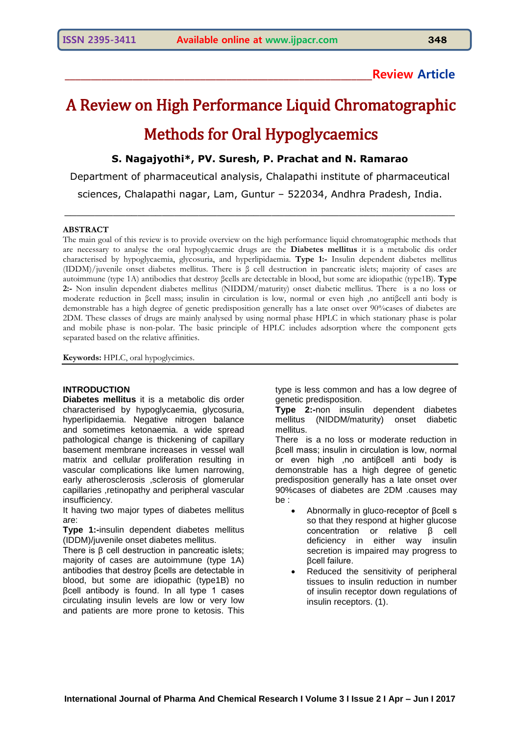**Review Article**

# A Review on High Performance Liquid Chromatographic Methods for Oral Hypoglycaemics

**S. Nagajyothi*, PV. Suresh, P. Prachat and N. Ramarao**

Department of pharmaceutical analysis, Chalapathi institute of pharmaceutical sciences, Chalapathi nagar, Lam, Guntur – 522034, Andhra Pradesh, India.

## ABSTRACT

The main goal of this review is to provide overview on the high performance liquid chromatographic methods that are necessary to analyse the oral hypoglycaemic drugs are the **Diabetes mellitus** it is a metabolic dis order characterised by hypoglycaemia, glycosuria, and hyperlipidaemia. **Type 1:-** Insulin dependent diabetes mellitus (IDDM)/juvenile onset diabetes mellitus. There is β cell destruction in pancreatic islets; majority of cases are autoimmune (type 1A) antibodies that destroy βcells are detectable in blood, but some are idiopathic (type1B). **Type 2:-** Non insulin dependent diabetes mellitus (NIDDM/maturity) onset diabetic mellitus. There is a no loss or moderate reduction in βcell mass; insulin in circulation is low, normal or even high ,no antiβcell anti body is demonstrable has a high degree of genetic predisposition generally has a late onset over 90%cases of diabetes are 2DM. These classes of drugs are mainly analysed by using normal phase HPLC in which stationary phase is polar and mobile phase is non-polar. The basic principle of HPLC includes adsorption where the component gets separated based on the relative affinities.

**Keywords:** HPLC, oral hypoglycimics.

## INTRODUCTION

**Diabetes mellitus** it is a metabolic dis order characterised by hypoglycaemia, glycosuria, hyperlipidaemia. Negative nitrogen balance and sometimes ketonaemia. a wide spread pathological change is thickening of capillary basement membrane increases in vessel wall matrix and cellular proliferation resulting in vascular complications like lumen narrowing, early atherosclerosis ,sclerosis of glomerular capillaries ,retinopathy and peripheral vascular insufficiency.

It having two major types of diabetes mellitus are:

**Type 1:-**insulin dependent diabetes mellitus (IDDM)/juvenile onset diabetes mellitus.

There is β cell destruction in pancreatic islets; majority of cases are autoimmune (type 1A) antibodies that destroy βcells are detectable in blood, but some are idiopathic (type1B) no βcell antibody is found. In all type 1 cases circulating insulin levels are low or very low and patients are more prone to ketosis. This type is less common and has a low degree of genetic predisposition.

**Type 2:-**non insulin dependent diabetes mellitus (NIDDM/maturity) onset diabetic mellitus.

There is a no loss or moderate reduction in βcell mass; insulin in circulation is low, normal or even high ,no antiβcell anti body is demonstrable has a high degree of genetic predisposition generally has a late onset over 90%cases of diabetes are 2DM .causes may be :

- Abnormally in gluco-receptor of βcell s so that they respond at higher glucose concentration or relative β cell deficiency in either way insulin secretion is impaired may progress to βcell failure.
- Reduced the sensitivity of peripheral tissues to insulin reduction in number of insulin receptor down regulations of insulin receptors. (1).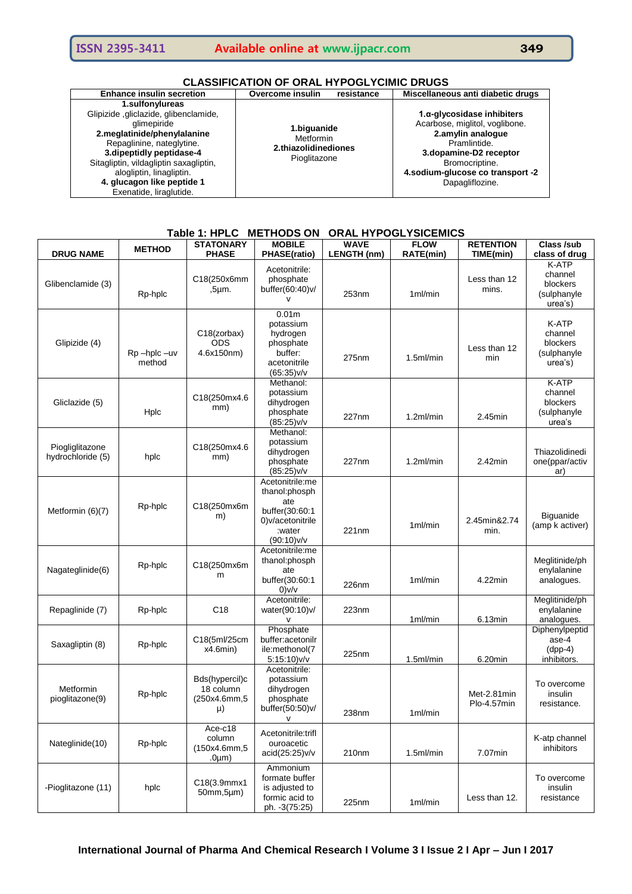## CLASSIFICATION OF ORAL HYPOGLYCIMIC DRUGS

| Enhance insulin secretion | Overcome insulin resistance | Miscellaneous anti diabetic drugs |
|---|---|---|
| **1.sulfonylureas** Glipizide ,gliclazide, glibenclamide, glimepiride **2.meglatinide/phenylalanine** Repaglinine, nateglytine. **3.dipeptidly peptidase-4** Sitagliptin, vildagliptin saxagliptin, alogliptin, linagliptin. **4. glucagon like peptide 1** Exenatide, liraglutide. | **1.biguanide** Metformin **2.thiazolidinediones** Pioglitazone | **1.α-glycosidase inhibiters** Acarbose, miglitol, voglibone. **2.amylin analogue** Pramlintide. **3.dopamine-D2 receptor** Bromocriptine. **4.sodium-glucose co transport -2** Dapagliflozine. |

## Table 1: HPLC METHODS ON ORAL HYPOGLYSICEMICS

| DRUG NAME | METHOD | STATONARY PHASE | MOBILE PHASE(ratio) | WAVE LENGTH (nm) | FLOW RATE(min) | RETENTION TIME(min) | Class /sub class of drug |
|---|---|---|---|---|---|---|---|
| Glibenclamide (3) | Rp-hplc | C18(250x6mm ,5µm. | Acetonitrile: phosphate buffer(60:40)v/v | 253nm | 1ml/min | Less than 12 mins. | K-ATP channel blockers (sulphanyle urea's) |
| Glipizide (4) | Rp –hplc –uv method | C18(zorbax) ODS 4.6x150nm) | 0.01m potassium hydrogen phosphate buffer: acetonitrile (65:35)v/v | 275nm | 1.5ml/min | Less than 12 min | K-ATP channel blockers (sulphanyle urea's) |
| Gliclazide (5) | Hplc | C18(250mx4.6 mm) | Methanol: potassium dihydrogen phosphate (85:25)v/v | 227nm | 1.2ml/min | 2.45min | K-ATP channel blockers (sulphanyle urea's |
| Piogliglitazone hydrochloride (5) | hplc | C18(250mx4.6 mm) | Methanol: potassium dihydrogen phosphate (85:25)v/v | 227nm | 1.2ml/min | 2.42min | Thiazolidinedi one(ppar/activ ar) |
| Metformin (6)(7) | Rp-hplc | C18(250mx6m m) | Acetonitrile:methanol:phosphate buffer(30:60:10)v/acetonitrile :water (90:10)v/v | 221nm | 1ml/min | 2.45min&2.74 min. | Biguanide (amp k activer) |
| Nagateglinide(6) | Rp-hplc | C18(250mx6m m | Acetonitrile:methanol:phosphate buffer(30:60:10)v/v | 226nm | 1ml/min | 4.22min | Meglitinide/phenylalanine analogues. |
| Repaglinide (7) | Rp-hplc | C18 | Acetonitrile: water(90:10)v/v | 223nm | 1ml/min | 6.13min | Meglitinide/phenylalanine analogues. |
| Saxagliptin (8) | Rp-hplc | C18(5ml/25cm x4.6min) | Phosphate buffer:acetonilrile:methonol(75:15:10)v/v | 225nm | 1.5ml/min | 6.20min | Diphenylpeptidase-4 (dpp-4) inhibitors. |
| Metformin pioglitazone(9) | Rp-hplc | Bds(hypercil)c 18 column (250x4.6mm,5 µ) | Acetonitrile: potassium dihydrogen phosphate buffer(50:50)v/v | 238nm | 1ml/min | Met-2.81min Plo-4.57min | To overcome insulin resistance. |
| Nateglinide(10) | Rp-hplc | Ace-c18 column (150x4.6mm,5 .0µm) | Acetonitrile:trifluoroacetic acid(25:25)v/v | 210nm | 1.5ml/min | 7.07min | K-atp channel inhibitors |
| -Pioglitazone (11) | hplc | C18(3.9mmx150mm,5µm) | Ammonium formate buffer is adjusted to formic acid to ph. -3(75:25) | 225nm | 1ml/min | Less than 12. | To overcome insulin resistance |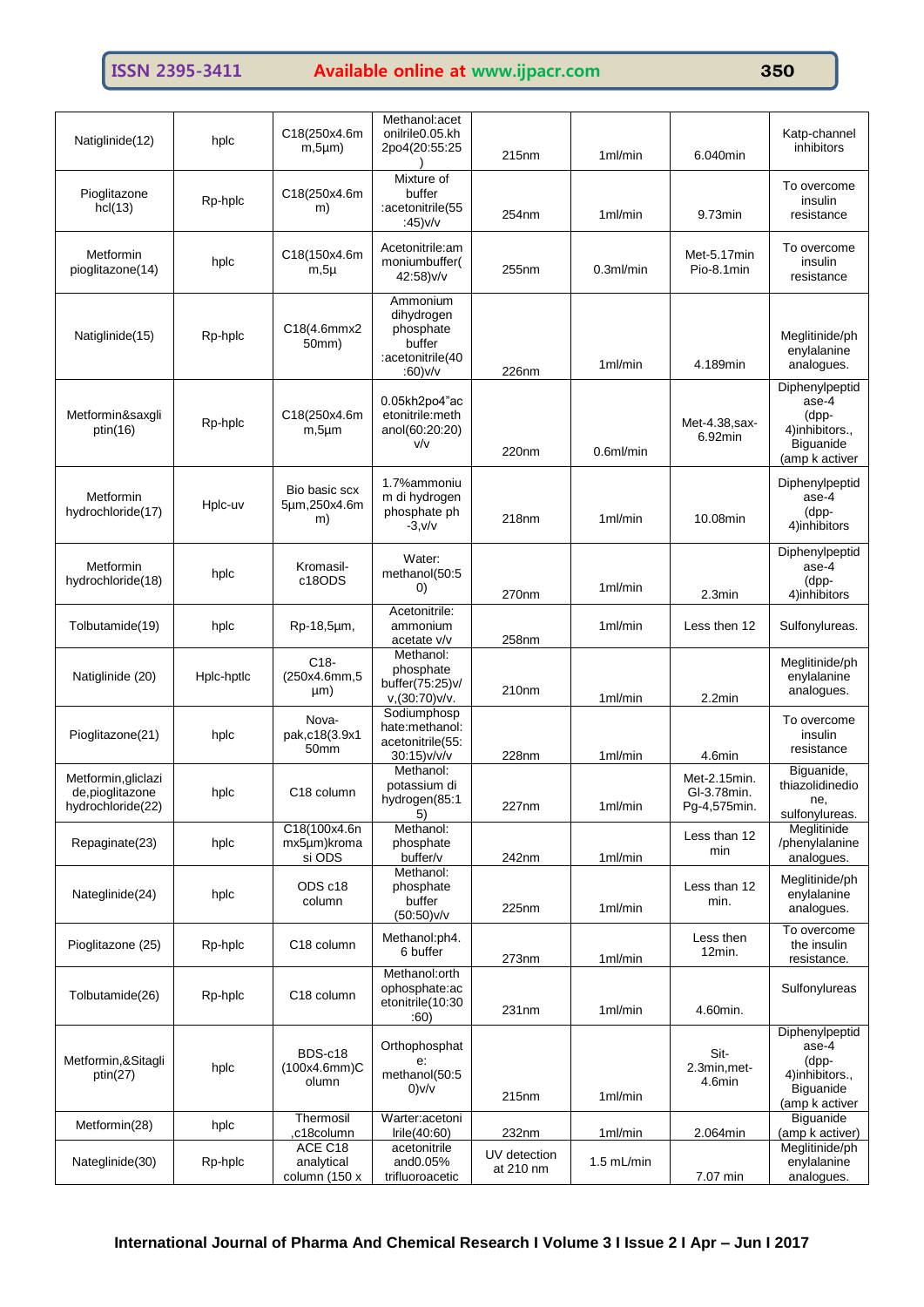| | | | | | | | |
|---|---|---|---|---|---|---|---|
| Natiglinide(12) | hplc | C18(250x4.6mm,5µm) | Methanol:acetonilrile0.05.kh2po4(20:55:25) | 215nm | 1ml/min | 6.040min | Katp-channel inhibitors |
| Pioglitazone hcl(13) | Rp-hplc | C18(250x4.6mm) | Mixture of buffer :acetonitrile(55:45)v/v | 254nm | 1ml/min | 9.73min | To overcome insulin resistance |
| Metformin pioglitazone(14) | hplc | C18(150x4.6mm,5µ | Acetonitrile:ammoniumbuffer(42:58)v/v | 255nm | 0.3ml/min | Met-5.17min Pio-8.1min | To overcome insulin resistance |
| Natiglinide(15) | Rp-hplc | C18(4.6mmx250mm) | Ammonium dihydrogen phosphate buffer :acetonitrile(40:60)v/v | 226nm | 1ml/min | 4.189min | Meglitinide/phenylalanine analogues. |
| Metformin&saxgliptin(16) | Rp-hplc | C18(250x4.6mm,5µm | 0.05kh2po4"acetonitrile:methanol(60:20:20)v/v | 220nm | 0.6ml/min | Met-4.38,sax-6.92min | Diphenylpeptidase-4 (dpp-4)inhibitors., Biguanide (amp k activer |
| Metformin hydrochloride(17) | Hplc-uv | Bio basic scx 5µm,250x4.6mm) | 1.7%ammonium di hydrogen phosphate ph -3,v/v | 218nm | 1ml/min | 10.08min | Diphenylpeptidase-4 (dpp-4)inhibitors |
| Metformin hydrochloride(18) | hplc | Kromasil-c18ODS | Water: methanol(50:50) | 270nm | 1ml/min | 2.3min | Diphenylpeptidase-4 (dpp-4)inhibitors |
| Tolbutamide(19) | hplc | Rp-18,5µm, | Acetonitrile: ammonium acetate v/v | 258nm | 1ml/min | Less then 12 | Sulfonylureas. |
| Natiglinide (20) | Hplc-hptlc | C18-(250x4.6mm,5 µm) | Methanol: phosphate buffer(75:25)v/v,(30:70)v/v. | 210nm | 1ml/min | 2.2min | Meglitinide/phenylalanine analogues. |
| Pioglitazone(21) | hplc | Nova-pak,c18(3.9x150mm | Sodiumphosphate:methanol: acetonitrile(55:30:15)v/v/v | 228nm | 1ml/min | 4.6min | To overcome insulin resistance |
| Metformin,gliclazide,pioglitazone hydrochloride(22) | hplc | C18 column | Methanol: potassium di hydrogen(85:15) | 227nm | 1ml/min | Met-2.15min. Gl-3.78min. Pg-4,575min. | Biguanide, thiazolidinedione, sulfonylureas. |
| Repaginate(23) | hplc | C18(100x4.6nmx5µm)kromasi ODS | Methanol: phosphate buffer/v | 242nm | 1ml/min | Less than 12 min | Meglitinide /phenylalanine analogues. |
| Nateglinide(24) | hplc | ODS c18 column | Methanol: phosphate buffer (50:50)v/v | 225nm | 1ml/min | Less than 12 min. | Meglitinide/phenylalanine analogues. |
| Pioglitazone (25) | Rp-hplc | C18 column | Methanol:ph4.6 buffer | 273nm | 1ml/min | Less then 12min. | To overcome the insulin resistance. |
| Tolbutamide(26) | Rp-hplc | C18 column | Methanol:orthophosphate:acetonitrile(10:30:60) | 231nm | 1ml/min | 4.60min. | Sulfonylureas |
| Metformin,&Sitaglptin(27) | hplc | BDS-c18 (100x4.6mm)Column | Orthophosphate: methanol(50:50)v/v | 215nm | 1ml/min | Sit-2.3min,met-4.6min | Diphenylpeptidase-4 (dpp-4)inhibitors., Biguanide (amp k activer |
| Metformin(28) | hplc | Thermosil ,c18column | Warter:acetonilrile(40:60) | 232nm | 1ml/min | 2.064min | Biguanide (amp k activer) |
| Nateglinide(30) | Rp-hplc | ACE C18 analytical column (150 x | acetonitrile and0.05% trifluoroacetic | UV detection at 210 nm | 1.5 mL/min | 7.07 min | Meglitinide/phenylalanine analogues. |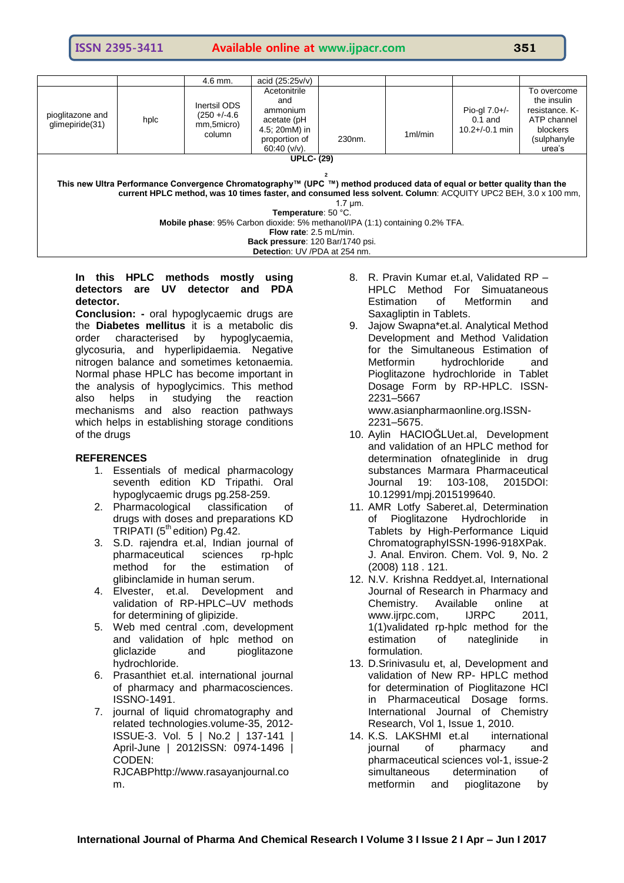| | | 4.6 mm. | acid (25:25v/v) | | | | |
|---|---|---|---|---|---|---|---|
| pioglitazone and glimepiride(31) | hplc | Inertsil ODS (250 +/-4.6 mm,5micro) column | Acetonitrile and ammonium acetate (pH 4.5; 20mM) in proportion of 60:40 (v/v). | 230nm. | 1ml/min | Pio-gl 7.0+/-0.1 and 10.2+/-0.1 min | To overcome the insulin resistance. K-ATP channel blockers (sulphanyle urea's |

**UPLC- (29)**

**This new Ultra Performance Convergence Chromatography™ (UPC [2] ™) method produced data of equal or better quality than the current HPLC method, was 10 times faster, and consumed less solvent. Column**: ACQUITY UPC2 BEH, 3.0 x 100 mm, 1.7 µm.
**Temperature**: 50 °C.
**Mobile phase**: 95% Carbon dioxide: 5% methanol/IPA (1:1) containing 0.2% TFA.
**Flow rate**: 2.5 mL/min.
**Back pressure**: 120 Bar/1740 psi.
**Detectio**n: UV /PDA at 254 nm.

**In this HPLC methods mostly using detectors are UV detector and PDA detector.**

**Conclusion: -** oral hypoglycaemic drugs are the **Diabetes mellitus** it is a metabolic dis order characterised by hypoglycaemia, glycosuria, and hyperlipidaemia. Negative nitrogen balance and sometimes ketonaemia. Normal phase HPLC has become important in the analysis of hypoglycimics. This method also helps in studying the reaction mechanisms and also reaction pathways which helps in establishing storage conditions of the drugs

## REFERENCES

1. Essentials of medical pharmacology seventh edition KD Tripathi. Oral hypoglycaemic drugs pg.258-259.
2. Pharmacological classification of drugs with doses and preparations KD TRIPATI ($5^{th}$ edition) Pg.42.
3. S.D. rajendra et.al, Indian journal of pharmaceutical sciences rp-hplc method for the estimation of glibinclamide in human serum.
4. Elvester, et.al. Development and validation of RP-HPLC–UV methods for determining of glipizide.
5. Web med central .com, development and validation of hplc method on gliclazide and pioglitazone hydrochloride.
6. Prasanthiet et.al. international journal of pharmacy and pharmacosciences. ISSNO-1491.
7. journal of liquid chromatography and related technologies.volume-35, 2012-ISSUE-3. Vol. 5 | No.2 | 137-141 | April-June | 2012ISSN: 0974-1496 | CODEN: RJCABPhttp://www.rasayanjournal.com.
8. R. Pravin Kumar et.al, Validated RP – HPLC Method For Simuataneous Estimation of Metformin and Saxagliptin in Tablets.
9. Jajow Swapna*et.al. Analytical Method Development and Method Validation for the Simultaneous Estimation of Metformin hydrochloride and Pioglitazone hydrochloride in Tablet Dosage Form by RP-HPLC. ISSN-2231–5667 www.asianpharmaonline.org.ISSN-2231–5675.
10. Aylin HACIOĞLUet.al, Development and validation of an HPLC method for determination ofnateglinide in drug substances Marmara Pharmaceutical Journal 19: 103-108, 2015DOI: 10.12991/mpj.2015199640.
11. AMR Lotfy Saberet.al, Determination of Pioglitazone Hydrochloride in Tablets by High-Performance Liquid ChromatographyISSN-1996-918XPak. J. Anal. Environ. Chem. Vol. 9, No. 2 (2008) 118 . 121.
12. N.V. Krishna Reddyet.al, International Journal of Research in Pharmacy and Chemistry. Available online at www.ijrpc.com, IJRPC 2011, 1(1)validated rp-hplc method for the estimation of nateglinide in formulation.
13. D.Srinivasulu et, al, Development and validation of New RP- HPLC method for determination of Pioglitazone HCl in Pharmaceutical Dosage forms. International Journal of Chemistry Research, Vol 1, Issue 1, 2010.
14. K.S. LAKSHMI et.al international journal of pharmacy and pharmaceutical sciences vol-1, issue-2 simultaneous determination of metformin and pioglitazone by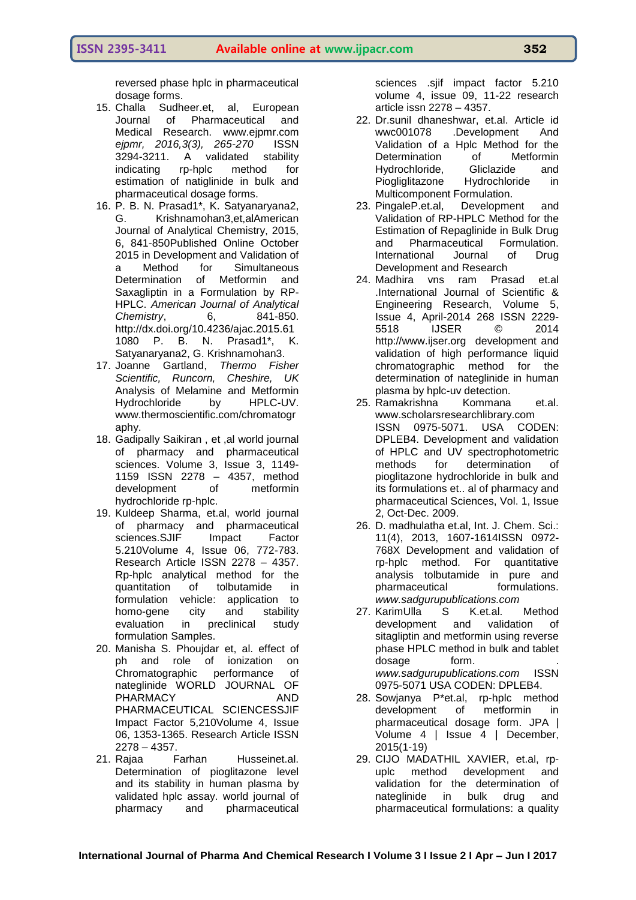reversed phase hplc in pharmaceutical dosage forms.

15. Challa Sudheer.et, al, European Journal of Pharmaceutical and Medical Research. www.ejpmr.com *ejpmr, 2016,3(3), 265-270* ISSN 3294-3211. A validated stability indicating rp-hplc method for estimation of natiglinide in bulk and pharmaceutical dosage forms.
16. P. B. N. Prasad1*, K. Satyanaryana2, G. Krishnamohan3,et,alAmerican Journal of Analytical Chemistry, 2015, 6, 841-850Published Online October 2015 in Development and Validation of a Method for Simultaneous Determination of Metformin and Saxagliptin in a Formulation by RP-HPLC. *American Journal of Analytical Chemistry*, 6, 841-850. http://dx.doi.org/10.4236/ajac.2015.61 1080 P. B. N. Prasad1*, K. Satyanaryana2, G. Krishnamohan3.
17. Joanne Gartland, *Thermo Fisher Scientific, Runcorn, Cheshire, UK* Analysis of Melamine and Metformin Hydrochloride by HPLC-UV. www.thermoscientific.com/chromatography.
18. Gadipally Saikiran , et ,al world journal of pharmacy and pharmaceutical sciences. Volume 3, Issue 3, 1149-1159 ISSN 2278 – 4357, method development of metformin hydrochloride rp-hplc.
19. Kuldeep Sharma, et.al, world journal of pharmacy and pharmaceutical sciences.SJIF Impact Factor 5.210Volume 4, Issue 06, 772-783. Research Article ISSN 2278 – 4357. Rp-hplc analytical method for the quantitation of tolbutamide in formulation vehicle: application to homo-gene city and stability evaluation in preclinical study formulation Samples.
20. Manisha S. Phoujdar et, al. effect of ph and role of ionization on Chromatographic performance of nateglinide WORLD JOURNAL OF PHARMACY AND PHARMACEUTICAL SCIENCESSJIF Impact Factor 5,210Volume 4, Issue 06, 1353-1365. Research Article ISSN 2278 – 4357.
21. Rajaa Farhan Husseinet.al. Determination of pioglitazone level and its stability in human plasma by validated hplc assay. world journal of pharmacy and pharmaceutical sciences .sjif impact factor 5.210 volume 4, issue 09, 11-22 research article issn 2278 – 4357.
22. Dr.sunil dhaneshwar, et.al. Article id wwc001078 .Development And Validation of a Hplc Method for the Determination of Metformin Hydrochloride, Gliclazide and Piogliglitazone Hydrochloride in Multicomponent Formulation.
23. PingaleP.et.al, Development and Validation of RP-HPLC Method for the Estimation of Repaglinide in Bulk Drug and Pharmaceutical Formulation. International Journal of Drug Development and Research
24. Madhira vns ram Prasad et.al .International Journal of Scientific & Engineering Research, Volume 5, Issue 4, April-2014 268 ISSN 2229-5518 IJSER © 2014 http://www.ijser.org development and validation of high performance liquid chromatographic method for the determination of nateglinide in human plasma by hplc-uv detection.
25. Ramakrishna Kommana et.al. www.scholarsresearchlibrary.com ISSN 0975-5071. USA CODEN: DPLEB4. Development and validation of HPLC and UV spectrophotometric methods for determination of pioglitazone hydrochloride in bulk and its formulations et.. al of pharmacy and pharmaceutical Sciences, Vol. 1, Issue 2, Oct-Dec. 2009.
26. D. madhulatha et.al, Int. J. Chem. Sci.: 11(4), 2013, 1607-1614ISSN 0972-768X Development and validation of rp-hplc method. For quantitative analysis tolbutamide in pure and pharmaceutical formulations. *www.sadgurupublications.com*
27. KarimUlla S K.et.al. Method development and validation of sitagliptin and metformin using reverse phase HPLC method in bulk and tablet dosage form. *www.sadgurupublications.com* ISSN 0975-5071 USA CODEN: DPLEB4.
28. Sowjanya P*et.al, rp-hplc method development of metformin in pharmaceutical dosage form. JPA | Volume 4 | Issue 4 | December, 2015(1-19)
29. CIJO MADATHIL XAVIER, et.al, rp-uplc method development and validation for the determination of nateglinide in bulk drug and pharmaceutical formulations: a quality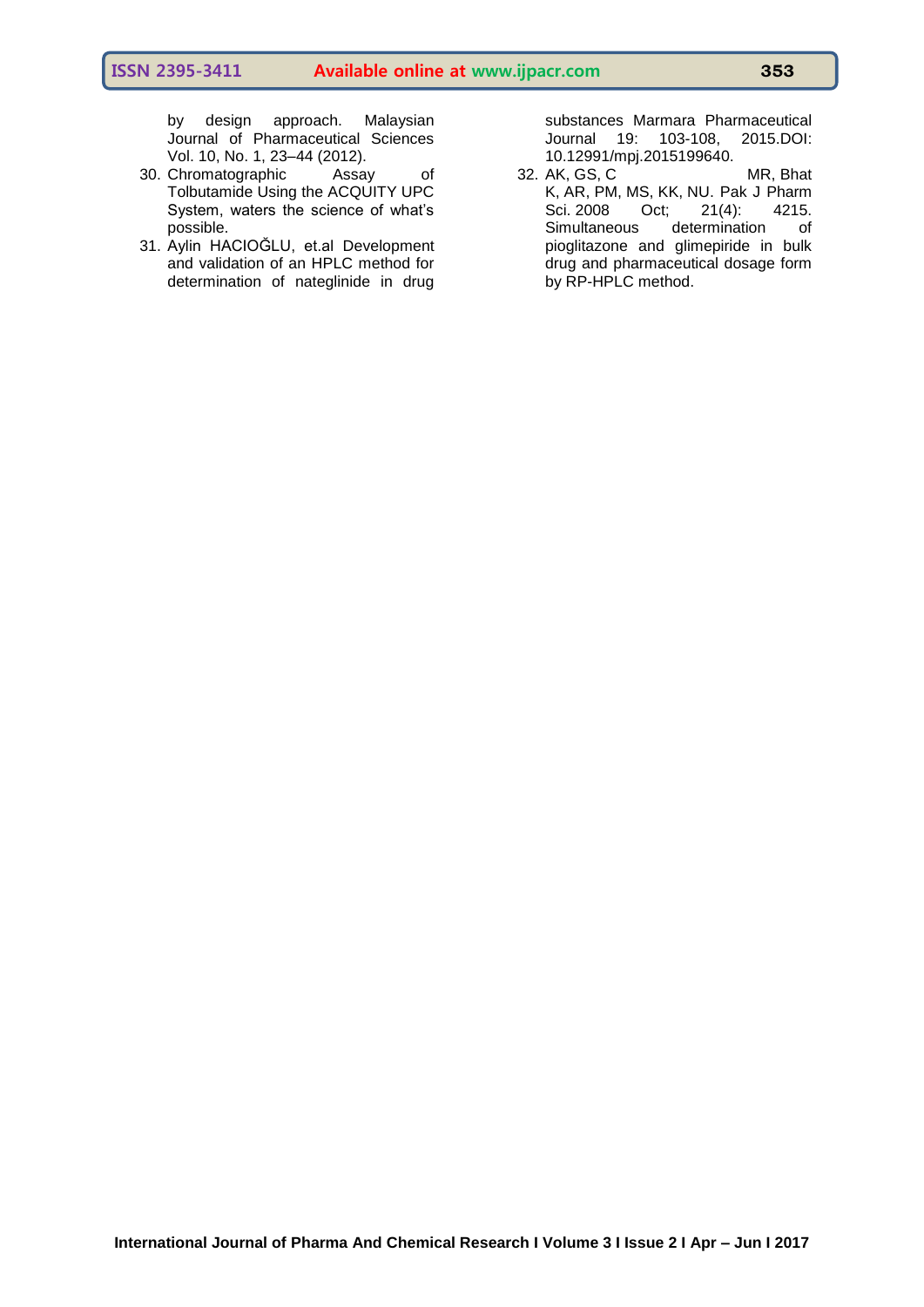by design approach. Malaysian Journal of Pharmaceutical Sciences Vol. 10, No. 1, 23–44 (2012).

30. Chromatographic Assay of Tolbutamide Using the ACQUITY UPC System, waters the science of what's possible.
31. Aylin HACIOĞLU, et.al Development and validation of an HPLC method for determination of nateglinide in drug substances Marmara Pharmaceutical Journal 19: 103-108, 2015.DOI: 10.12991/mpj.2015199640.
32. AK, GS, C MR, Bhat K, AR, PM, MS, KK, NU. Pak J Pharm Sci. 2008 Oct; 21(4): 4215. Simultaneous determination of pioglitazone and glimepiride in bulk drug and pharmaceutical dosage form by RP-HPLC method.